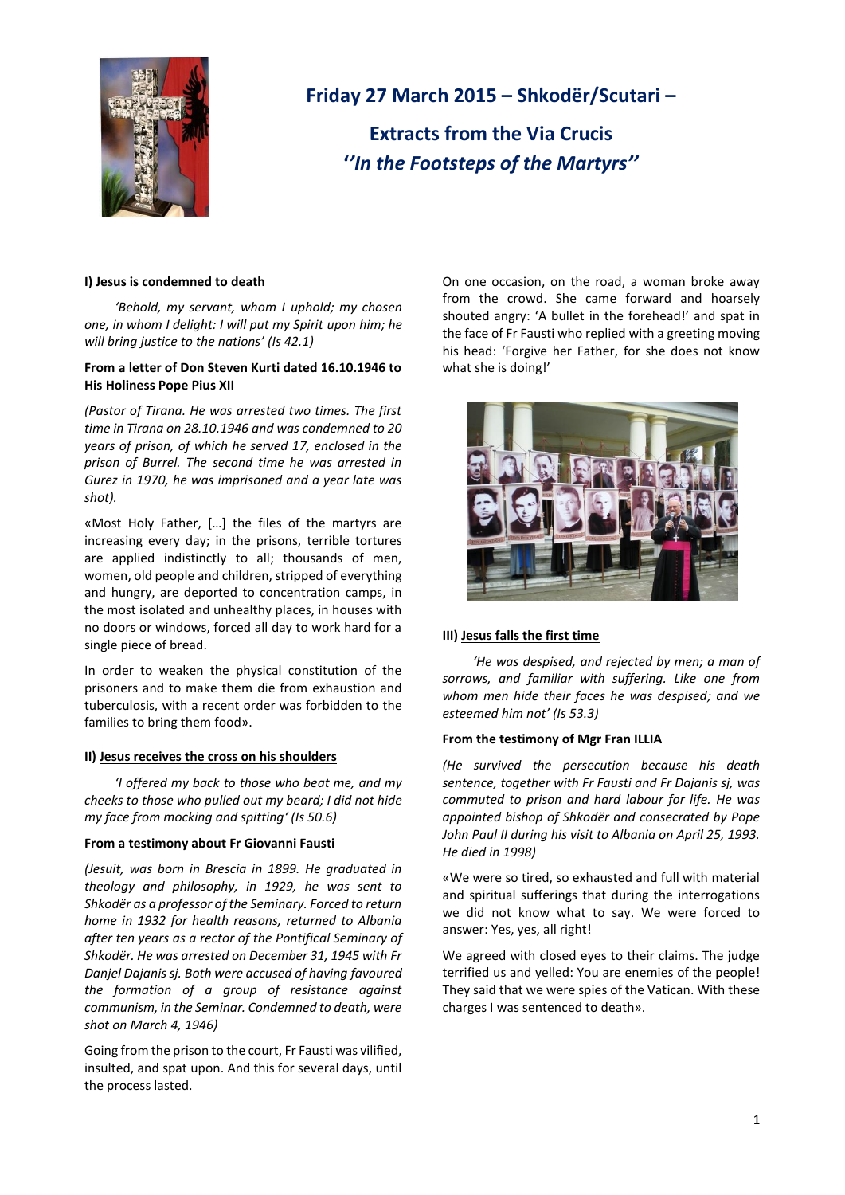# Friday 27 March 2015 – Shkodër/Scutari –

## Extracts from the Via Crucis
## *''In the Footsteps of the Martyrs''*

### I) Jesus is condemned to death

*'Behold, my servant, whom I uphold; my chosen one, in whom I delight: I will put my Spirit upon him; he will bring justice to the nations' (Is 42.1)*

**From a letter of Don Steven Kurti dated 16.10.1946 to His Holiness Pope Pius XII**

*(Pastor of Tirana. He was arrested two times. The first time in Tirana on 28.10.1946 and was condemned to 20 years of prison, of which he served 17, enclosed in the prison of Burrel. The second time he was arrested in Gurez in 1970, he was imprisoned and a year late was shot).*

«Most Holy Father, […] the files of the martyrs are increasing every day; in the prisons, terrible tortures are applied indistinctly to all; thousands of men, women, old people and children, stripped of everything and hungry, are deported to concentration camps, in the most isolated and unhealthy places, in houses with no doors or windows, forced all day to work hard for a single piece of bread.

In order to weaken the physical constitution of the prisoners and to make them die from exhaustion and tuberculosis, with a recent order was forbidden to the families to bring them food».

### II) Jesus receives the cross on his shoulders

*'I offered my back to those who beat me, and my cheeks to those who pulled out my beard; I did not hide my face from mocking and spitting' (Is 50.6)*

**From a testimony about Fr Giovanni Fausti**

*(Jesuit, was born in Brescia in 1899. He graduated in theology and philosophy, in 1929, he was sent to Shkodër as a professor of the Seminary. Forced to return home in 1932 for health reasons, returned to Albania after ten years as a rector of the Pontifical Seminary of Shkodër. He was arrested on December 31, 1945 with Fr Danjel Dajanis sj. Both were accused of having favoured the formation of a group of resistance against communism, in the Seminar. Condemned to death, were shot on March 4, 1946)*

Going from the prison to the court, Fr Fausti was vilified, insulted, and spat upon. And this for several days, until the process lasted.

On one occasion, on the road, a woman broke away from the crowd. She came forward and hoarsely shouted angry: 'A bullet in the forehead!' and spat in the face of Fr Fausti who replied with a greeting moving his head: 'Forgive her Father, for she does not know what she is doing!'

### III) Jesus falls the first time

*'He was despised, and rejected by men; a man of sorrows, and familiar with suffering. Like one from whom men hide their faces he was despised; and we esteemed him not' (Is 53.3)*

**From the testimony of Mgr Fran ILLIA**

*(He survived the persecution because his death sentence, together with Fr Fausti and Fr Dajanis sj, was commuted to prison and hard labour for life. He was appointed bishop of Shkodër and consecrated by Pope John Paul II during his visit to Albania on April 25, 1993. He died in 1998)*

«We were so tired, so exhausted and full with material and spiritual sufferings that during the interrogations we did not know what to say. We were forced to answer: Yes, yes, all right!

We agreed with closed eyes to their claims. The judge terrified us and yelled: You are enemies of the people! They said that we were spies of the Vatican. With these charges I was sentenced to death».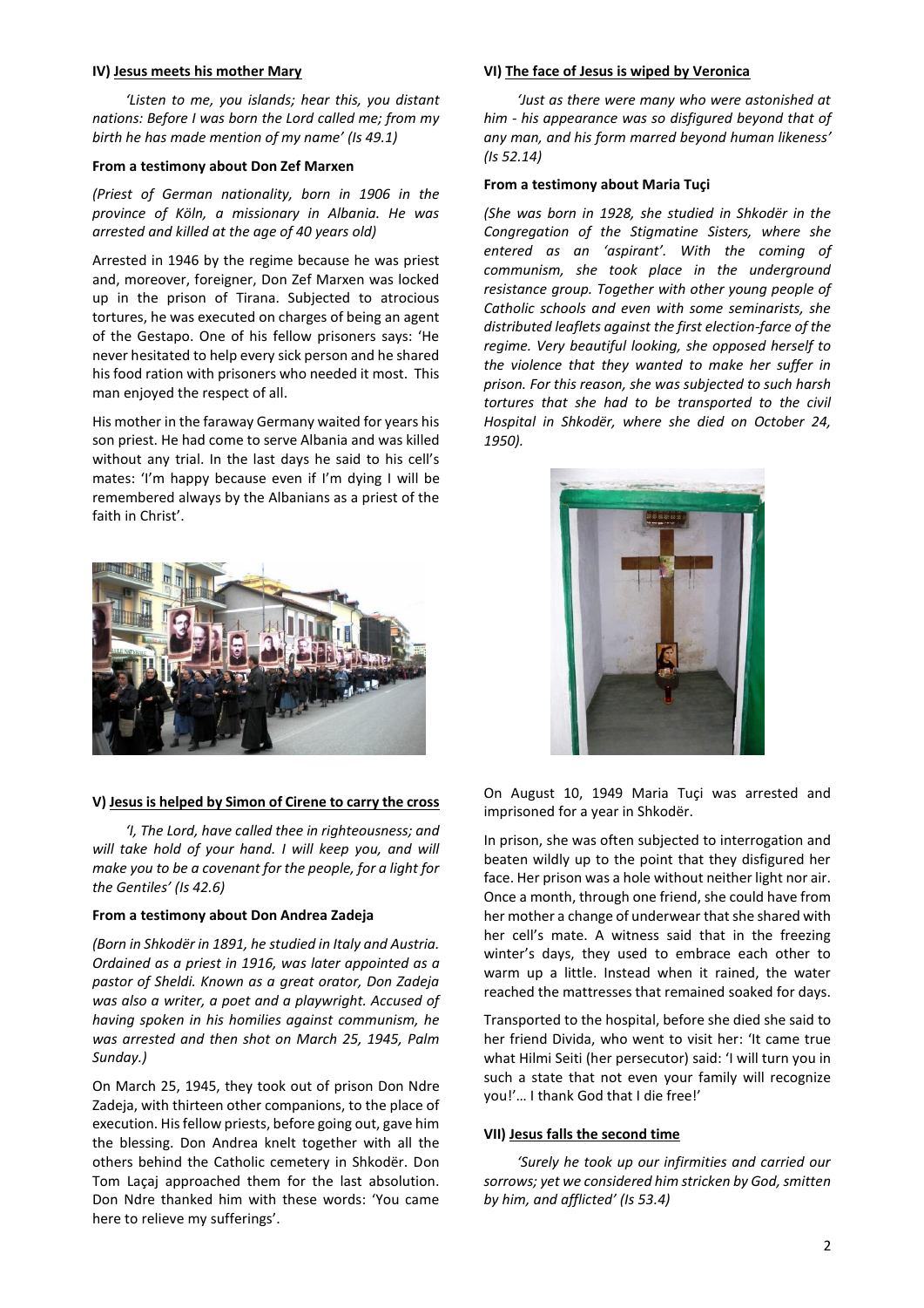**IV) Jesus meets his mother Mary**

*'Listen to me, you islands; hear this, you distant nations: Before I was born the Lord called me; from my birth he has made mention of my name' (Is 49.1)*

**From a testimony about Don Zef Marxen**

*(Priest of German nationality, born in 1906 in the province of Köln, a missionary in Albania. He was arrested and killed at the age of 40 years old)*

Arrested in 1946 by the regime because he was priest and, moreover, foreigner, Don Zef Marxen was locked up in the prison of Tirana. Subjected to atrocious tortures, he was executed on charges of being an agent of the Gestapo. One of his fellow prisoners says: 'He never hesitated to help every sick person and he shared his food ration with prisoners who needed it most. This man enjoyed the respect of all.

His mother in the faraway Germany waited for years his son priest. He had come to serve Albania and was killed without any trial. In the last days he said to his cell's mates: 'I'm happy because even if I'm dying I will be remembered always by the Albanians as a priest of the faith in Christ'.

**V) Jesus is helped by Simon of Cirene to carry the cross**

*'I, The Lord, have called thee in righteousness; and will take hold of your hand. I will keep you, and will make you to be a covenant for the people, for a light for the Gentiles' (Is 42.6)*

**From a testimony about Don Andrea Zadeja**

*(Born in Shkodër in 1891, he studied in Italy and Austria. Ordained as a priest in 1916, was later appointed as a pastor of Sheldi. Known as a great orator, Don Zadeja was also a writer, a poet and a playwright. Accused of having spoken in his homilies against communism, he was arrested and then shot on March 25, 1945, Palm Sunday.)*

On March 25, 1945, they took out of prison Don Ndre Zadeja, with thirteen other companions, to the place of execution. His fellow priests, before going out, gave him the blessing. Don Andrea knelt together with all the others behind the Catholic cemetery in Shkodër. Don Tom Laçaj approached them for the last absolution. Don Ndre thanked him with these words: 'You came here to relieve my sufferings'.

**VI) The face of Jesus is wiped by Veronica**

*'Just as there were many who were astonished at him - his appearance was so disfigured beyond that of any man, and his form marred beyond human likeness' (Is 52.14)*

**From a testimony about Maria Tuçi**

*(She was born in 1928, she studied in Shkodër in the Congregation of the Stigmatine Sisters, where she entered as an 'aspirant'. With the coming of communism, she took place in the underground resistance group. Together with other young people of Catholic schools and even with some seminarists, she distributed leaflets against the first election-farce of the regime. Very beautiful looking, she opposed herself to the violence that they wanted to make her suffer in prison. For this reason, she was subjected to such harsh tortures that she had to be transported to the civil Hospital in Shkodër, where she died on October 24, 1950).*

On August 10, 1949 Maria Tuçi was arrested and imprisoned for a year in Shkodër.

In prison, she was often subjected to interrogation and beaten wildly up to the point that they disfigured her face. Her prison was a hole without neither light nor air. Once a month, through one friend, she could have from her mother a change of underwear that she shared with her cell's mate. A witness said that in the freezing winter's days, they used to embrace each other to warm up a little. Instead when it rained, the water reached the mattresses that remained soaked for days.

Transported to the hospital, before she died she said to her friend Divida, who went to visit her: 'It came true what Hilmi Seiti (her persecutor) said: 'I will turn you in such a state that not even your family will recognize you!'… I thank God that I die free!'

**VII) Jesus falls the second time**

*'Surely he took up our infirmities and carried our sorrows; yet we considered him stricken by God, smitten by him, and afflicted' (Is 53.4)*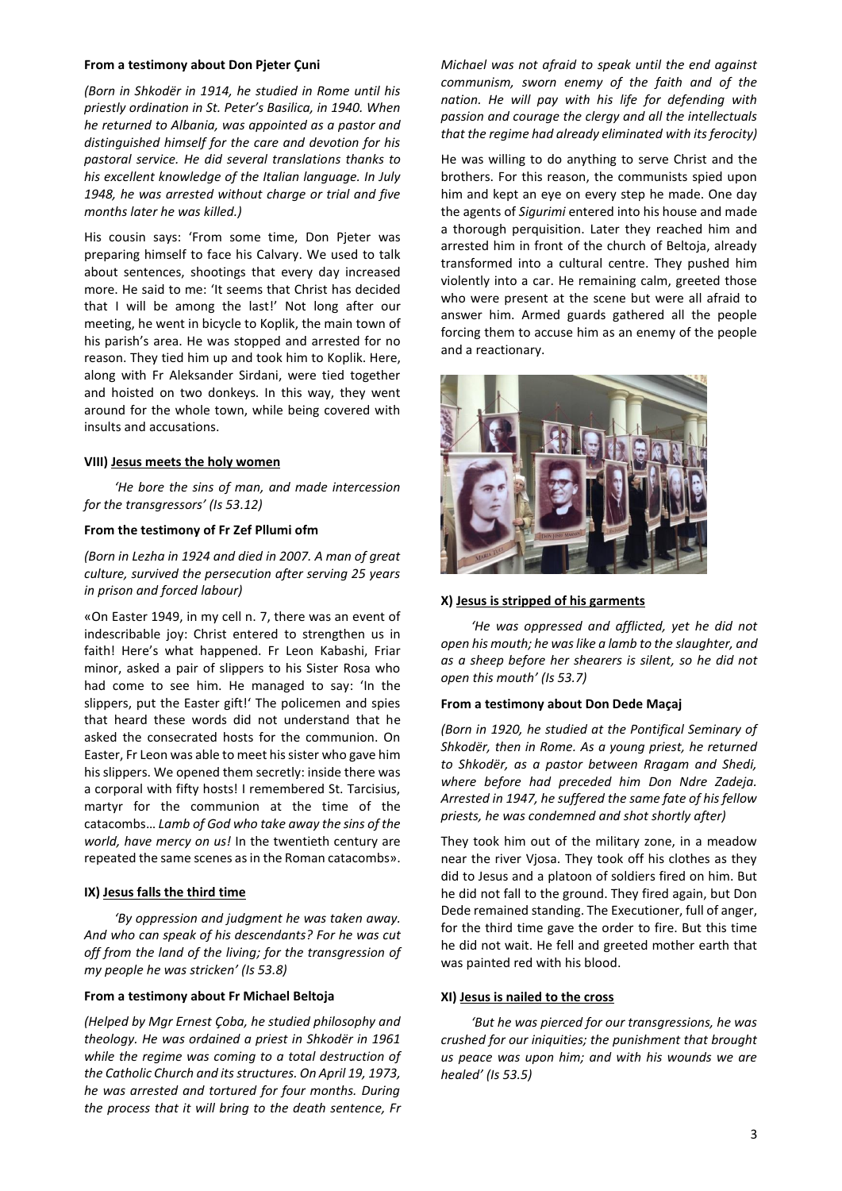**From a testimony about Don Pjeter Çuni**

*(Born in Shkodër in 1914, he studied in Rome until his priestly ordination in St. Peter's Basilica, in 1940. When he returned to Albania, was appointed as a pastor and distinguished himself for the care and devotion for his pastoral service. He did several translations thanks to his excellent knowledge of the Italian language. In July 1948, he was arrested without charge or trial and five months later he was killed.)*

His cousin says: 'From some time, Don Pjeter was preparing himself to face his Calvary. We used to talk about sentences, shootings that every day increased more. He said to me: 'It seems that Christ has decided that I will be among the last!' Not long after our meeting, he went in bicycle to Koplik, the main town of his parish's area. He was stopped and arrested for no reason. They tied him up and took him to Koplik. Here, along with Fr Aleksander Sirdani, were tied together and hoisted on two donkeys. In this way, they went around for the whole town, while being covered with insults and accusations.

### VIII) Jesus meets the holy women

*'He bore the sins of man, and made intercession for the transgressors' (Is 53.12)*

**From the testimony of Fr Zef Pllumi ofm**

*(Born in Lezha in 1924 and died in 2007. A man of great culture, survived the persecution after serving 25 years in prison and forced labour)*

«On Easter 1949, in my cell n. 7, there was an event of indescribable joy: Christ entered to strengthen us in faith! Here's what happened. Fr Leon Kabashi, Friar minor, asked a pair of slippers to his Sister Rosa who had come to see him. He managed to say: 'In the slippers, put the Easter gift!' The policemen and spies that heard these words did not understand that he asked the consecrated hosts for the communion. On Easter, Fr Leon was able to meet his sister who gave him his slippers. We opened them secretly: inside there was a corporal with fifty hosts! I remembered St. Tarcisius, martyr for the communion at the time of the catacombs… *Lamb of God who take away the sins of the world, have mercy on us!* In the twentieth century are repeated the same scenes as in the Roman catacombs».

### IX) Jesus falls the third time

*'By oppression and judgment he was taken away. And who can speak of his descendants? For he was cut off from the land of the living; for the transgression of my people he was stricken' (Is 53.8)*

**From a testimony about Fr Michael Beltoja**

*(Helped by Mgr Ernest Çoba, he studied philosophy and theology. He was ordained a priest in Shkodër in 1961 while the regime was coming to a total destruction of the Catholic Church and its structures. On April 19, 1973, he was arrested and tortured for four months. During the process that it will bring to the death sentence, Fr Michael was not afraid to speak until the end against communism, sworn enemy of the faith and of the nation. He will pay with his life for defending with passion and courage the clergy and all the intellectuals that the regime had already eliminated with its ferocity)*

He was willing to do anything to serve Christ and the brothers. For this reason, the communists spied upon him and kept an eye on every step he made. One day the agents of *Sigurimi* entered into his house and made a thorough perquisition. Later they reached him and arrested him in front of the church of Beltoja, already transformed into a cultural centre. They pushed him violently into a car. He remaining calm, greeted those who were present at the scene but were all afraid to answer him. Armed guards gathered all the people forcing them to accuse him as an enemy of the people and a reactionary.

### X) Jesus is stripped of his garments

*'He was oppressed and afflicted, yet he did not open his mouth; he was like a lamb to the slaughter, and as a sheep before her shearers is silent, so he did not open this mouth' (Is 53.7)*

**From a testimony about Don Dede Maçaj**

*(Born in 1920, he studied at the Pontifical Seminary of Shkodër, then in Rome. As a young priest, he returned to Shkodër, as a pastor between Rragam and Shedi, where before had preceded him Don Ndre Zadeja. Arrested in 1947, he suffered the same fate of his fellow priests, he was condemned and shot shortly after)*

They took him out of the military zone, in a meadow near the river Vjosa. They took off his clothes as they did to Jesus and a platoon of soldiers fired on him. But he did not fall to the ground. They fired again, but Don Dede remained standing. The Executioner, full of anger, for the third time gave the order to fire. But this time he did not wait. He fell and greeted mother earth that was painted red with his blood.

### XI) Jesus is nailed to the cross

*'But he was pierced for our transgressions, he was crushed for our iniquities; the punishment that brought us peace was upon him; and with his wounds we are healed' (Is 53.5)*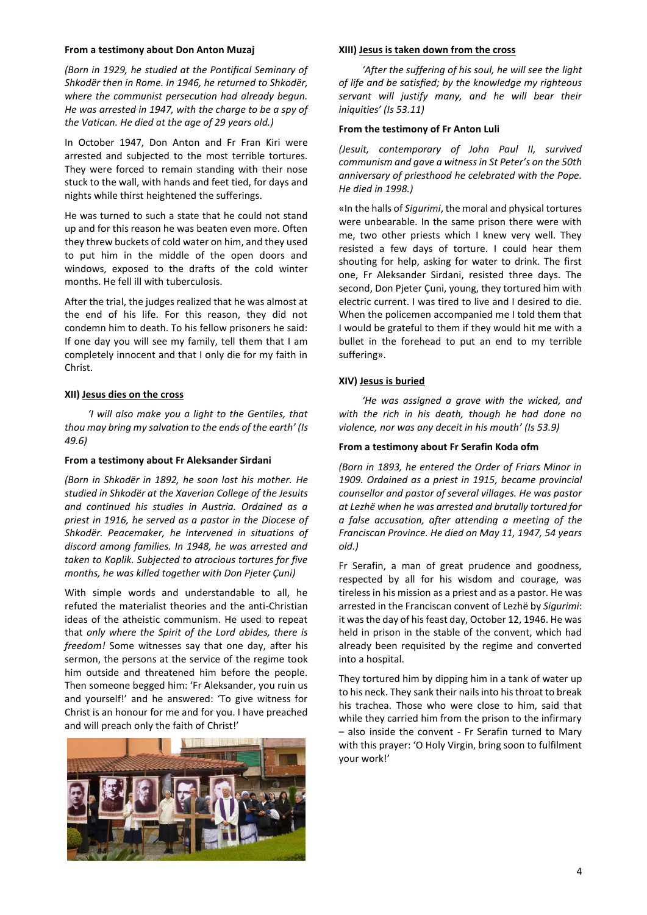**From a testimony about Don Anton Muzaj**

*(Born in 1929, he studied at the Pontifical Seminary of Shkodër then in Rome. In 1946, he returned to Shkodër, where the communist persecution had already begun. He was arrested in 1947, with the charge to be a spy of the Vatican. He died at the age of 29 years old.)*

In October 1947, Don Anton and Fr Fran Kiri were arrested and subjected to the most terrible tortures. They were forced to remain standing with their nose stuck to the wall, with hands and feet tied, for days and nights while thirst heightened the sufferings.

He was turned to such a state that he could not stand up and for this reason he was beaten even more. Often they threw buckets of cold water on him, and they used to put him in the middle of the open doors and windows, exposed to the drafts of the cold winter months. He fell ill with tuberculosis.

After the trial, the judges realized that he was almost at the end of his life. For this reason, they did not condemn him to death. To his fellow prisoners he said: If one day you will see my family, tell them that I am completely innocent and that I only die for my faith in Christ.

**XII) <u>Jesus dies on the cross</u>**

*'I will also make you a light to the Gentiles, that thou may bring my salvation to the ends of the earth' (Is 49.6)*

**From a testimony about Fr Aleksander Sirdani**

*(Born in Shkodër in 1892, he soon lost his mother. He studied in Shkodër at the Xaverian College of the Jesuits and continued his studies in Austria. Ordained as a priest in 1916, he served as a pastor in the Diocese of Shkodër. Peacemaker, he intervened in situations of discord among families. In 1948, he was arrested and taken to Koplik. Subjected to atrocious tortures for five months, he was killed together with Don Pjeter Çuni)*

With simple words and understandable to all, he refuted the materialist theories and the anti-Christian ideas of the atheistic communism. He used to repeat that *only where the Spirit of the Lord abides, there is freedom!* Some witnesses say that one day, after his sermon, the persons at the service of the regime took him outside and threatened him before the people. Then someone begged him: 'Fr Aleksander, you ruin us and yourself!' and he answered: 'To give witness for Christ is an honour for me and for you. I have preached and will preach only the faith of Christ!'

**XIII) <u>Jesus is taken down from the cross</u>**

*'After the suffering of his soul, he will see the light of life and be satisfied; by the knowledge my righteous servant will justify many, and he will bear their iniquities' (Is 53.11)*

**From the testimony of Fr Anton Luli**

*(Jesuit, contemporary of John Paul II, survived communism and gave a witness in St Peter's on the 50th anniversary of priesthood he celebrated with the Pope. He died in 1998.)*

«In the halls of *Sigurimi*, the moral and physical tortures were unbearable. In the same prison there were with me, two other priests which I knew very well. They resisted a few days of torture. I could hear them shouting for help, asking for water to drink. The first one, Fr Aleksander Sirdani, resisted three days. The second, Don Pjeter Çuni, young, they tortured him with electric current. I was tired to live and I desired to die. When the policemen accompanied me I told them that I would be grateful to them if they would hit me with a bullet in the forehead to put an end to my terrible suffering».

**XIV) <u>Jesus is buried</u>**

*'He was assigned a grave with the wicked, and with the rich in his death, though he had done no violence, nor was any deceit in his mouth' (Is 53.9)*

**From a testimony about Fr Serafin Koda ofm**

*(Born in 1893, he entered the Order of Friars Minor in 1909. Ordained as a priest in 1915, became provincial counsellor and pastor of several villages. He was pastor at Lezhë when he was arrested and brutally tortured for a false accusation, after attending a meeting of the Franciscan Province. He died on May 11, 1947, 54 years old.)*

Fr Serafin, a man of great prudence and goodness, respected by all for his wisdom and courage, was tireless in his mission as a priest and as a pastor. He was arrested in the Franciscan convent of Lezhë by *Sigurimi*: it was the day of his feast day, October 12, 1946. He was held in prison in the stable of the convent, which had already been requisited by the regime and converted into a hospital.

They tortured him by dipping him in a tank of water up to his neck. They sank their nails into his throat to break his trachea. Those who were close to him, said that while they carried him from the prison to the infirmary – also inside the convent - Fr Serafin turned to Mary with this prayer: 'O Holy Virgin, bring soon to fulfilment your work!'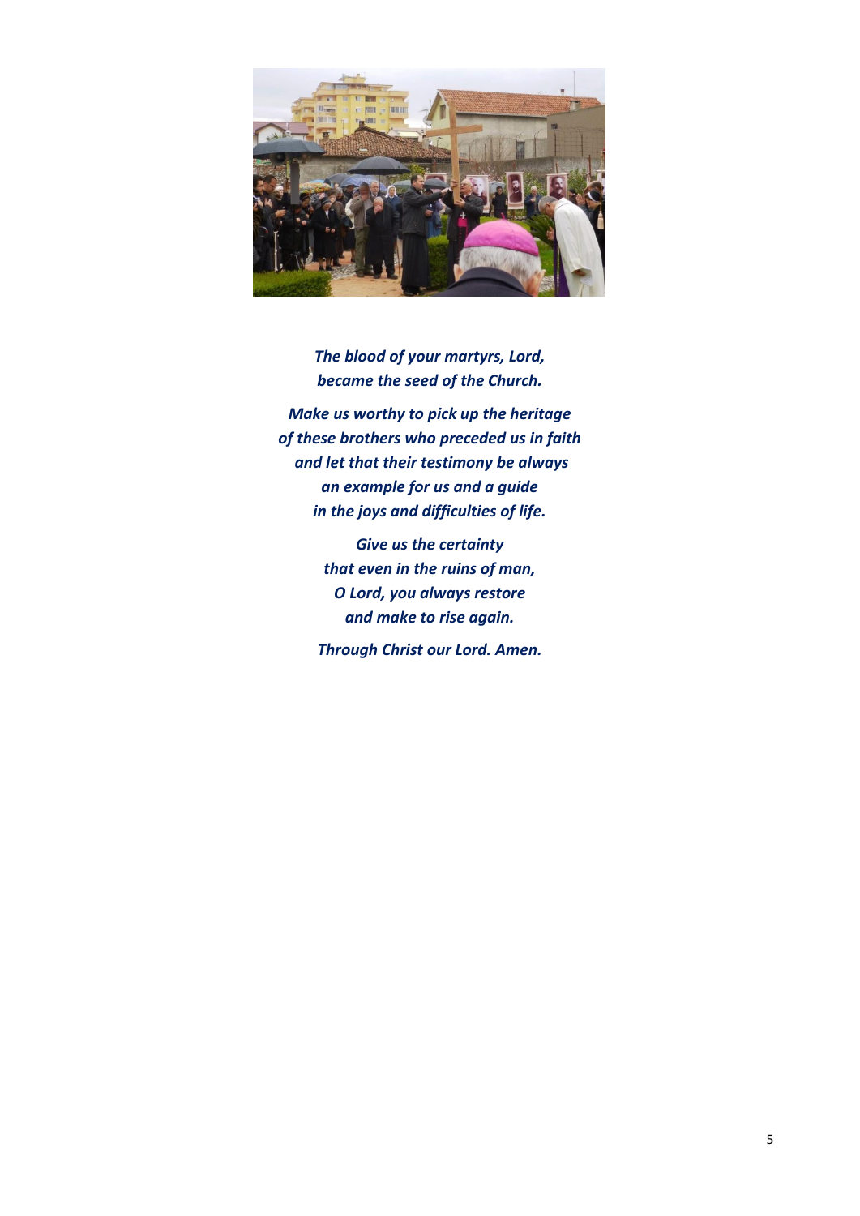*The blood of your martyrs, Lord,*
*became the seed of the Church.*

*Make us worthy to pick up the heritage*
*of these brothers who preceded us in faith*
*and let that their testimony be always*
*an example for us and a guide*
*in the joys and difficulties of life.*

*Give us the certainty*
*that even in the ruins of man,*
*O Lord, you always restore*
*and make to rise again.*

*Through Christ our Lord. Amen.*